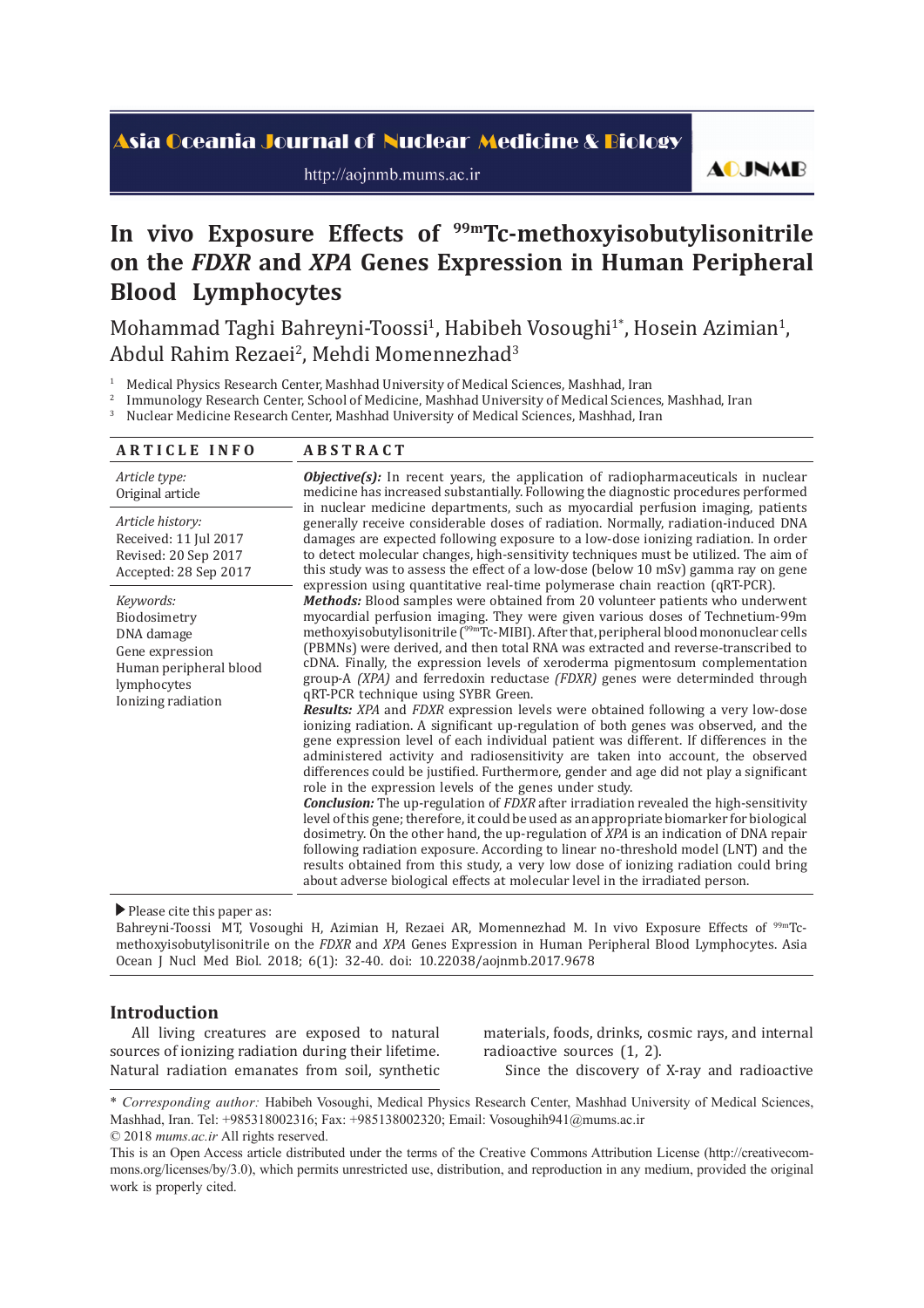# In vivo Exposure Effects of $^{99m}$Tc-methoxyisobutylisonitrile on the *FDXR* and *XPA* Genes Expression in Human Peripheral Blood Lymphocytes

Mohammad Taghi Bahreyni-Toossi[1], Habibeh Vosoughi[1*], Hosein Azimian[1], Abdul Rahim Rezaei[2], Mehdi Momennezhad[3]

[1] Medical Physics Research Center, Mashhad University of Medical Sciences, Mashhad, Iran
[2] Immunology Research Center, School of Medicine, Mashhad University of Medical Sciences, Mashhad, Iran
[3] Nuclear Medicine Research Center, Mashhad University of Medical Sciences, Mashhad, Iran

## ARTICLE INFO

*Article type:*
Original article

*Article history:*
Received: 11 Jul 2017
Revised: 20 Sep 2017
Accepted: 28 Sep 2017

*Keywords:*
Biodosimetry
DNA damage
Gene expression
Human peripheral blood lymphocytes
Ionizing radiation

## ABSTRACT

***Objective(s):*** In recent years, the application of radiopharmaceuticals in nuclear medicine has increased substantially. Following the diagnostic procedures performed in nuclear medicine departments, such as myocardial perfusion imaging, patients generally receive considerable doses of radiation. Normally, radiation-induced DNA damages are expected following exposure to a low-dose ionizing radiation. In order to detect molecular changes, high-sensitivity techniques must be utilized. The aim of this study was to assess the effect of a low-dose (below 10 mSv) gamma ray on gene expression using quantitative real-time polymerase chain reaction (qRT-PCR).

***Methods:*** Blood samples were obtained from 20 volunteer patients who underwent myocardial perfusion imaging. They were given various doses of Technetium-99m methoxyisobutylisonitrile ($^{99m}$Tc-MIBI). After that, peripheral blood mononuclear cells (PBMNs) were derived, and then total RNA was extracted and reverse-transcribed to cDNA. Finally, the expression levels of xeroderma pigmentosum complementation group-A *(XPA)* and ferredoxin reductase *(FDXR)* genes were determinded through qRT-PCR technique using SYBR Green.

***Results:*** *XPA* and *FDXR* expression levels were obtained following a very low-dose ionizing radiation. A significant up-regulation of both genes was observed, and the gene expression level of each individual patient was different. If differences in the administered activity and radiosensitivity are taken into account, the observed differences could be justified. Furthermore, gender and age did not play a significant role in the expression levels of the genes under study.

***Conclusion:*** The up-regulation of *FDXR* after irradiation revealed the high-sensitivity level of this gene; therefore, it could be used as an appropriate biomarker for biological dosimetry. On the other hand, the up-regulation of *XPA* is an indication of DNA repair following radiation exposure. According to linear no-threshold model (LNT) and the results obtained from this study, a very low dose of ionizing radiation could bring about adverse biological effects at molecular level in the irradiated person.

▶ Please cite this paper as:
Bahreyni-Toossi MT, Vosoughi H, Azimian H, Rezaei AR, Momennezhad M. In vivo Exposure Effects of $^{99m}$Tc-methoxyisobutylisonitrile on the *FDXR* and *XPA* Genes Expression in Human Peripheral Blood Lymphocytes. Asia Ocean J Nucl Med Biol. 2018; 6(1): 32-40. doi: 10.22038/aojnmb.2017.9678

## Introduction

All living creatures are exposed to natural sources of ionizing radiation during their lifetime. Natural radiation emanates from soil, synthetic materials, foods, drinks, cosmic rays, and internal radioactive sources (1, 2).

Since the discovery of X-ray and radioactive

\* *Corresponding author:* Habibeh Vosoughi, Medical Physics Research Center, Mashhad University of Medical Sciences, Mashhad, Iran. Tel: +985318002316; Fax: +985138002320; Email: Vosoughih941@mums.ac.ir
© 2018 *mums.ac.ir* All rights reserved.
This is an Open Access article distributed under the terms of the Creative Commons Attribution License (http://creativecommons.org/licenses/by/3.0), which permits unrestricted use, distribution, and reproduction in any medium, provided the original work is properly cited.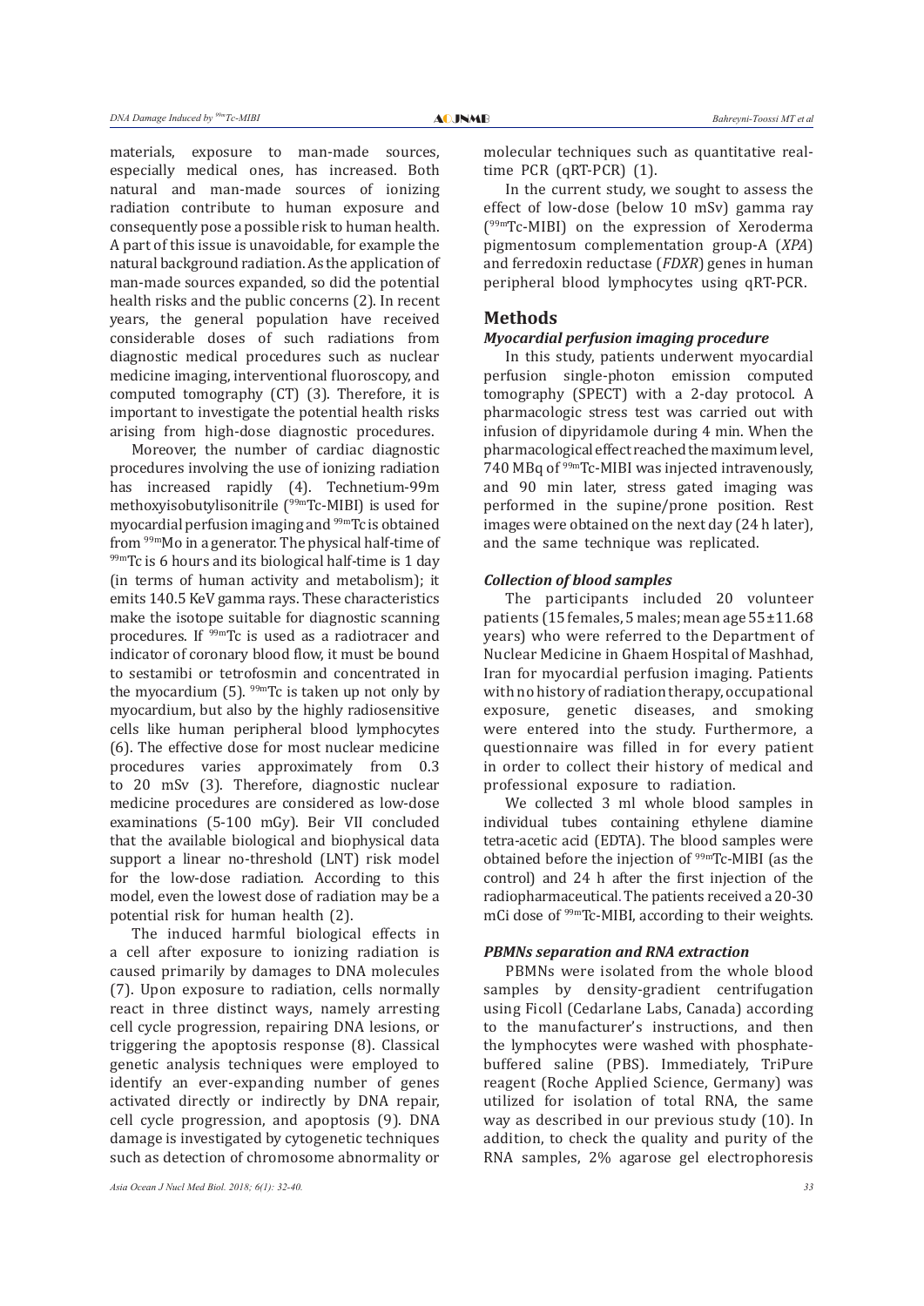materials, exposure to man-made sources, especially medical ones, has increased. Both natural and man-made sources of ionizing radiation contribute to human exposure and consequently pose a possible risk to human health. A part of this issue is unavoidable, for example the natural background radiation. As the application of man-made sources expanded, so did the potential health risks and the public concerns (2). In recent years, the general population have received considerable doses of such radiations from diagnostic medical procedures such as nuclear medicine imaging, interventional fluoroscopy, and computed tomography (CT) (3). Therefore, it is important to investigate the potential health risks arising from high-dose diagnostic procedures.

Moreover, the number of cardiac diagnostic procedures involving the use of ionizing radiation has increased rapidly (4). Technetium-99m methoxyisobutylisonitrile ($^{99m}$Tc-MIBI) is used for myocardial perfusion imaging and $^{99m}$Tc is obtained from $^{99m}$Mo in a generator. The physical half-time of $^{99m}$Tc is 6 hours and its biological half-time is 1 day (in terms of human activity and metabolism); it emits 140.5 KeV gamma rays. These characteristics make the isotope suitable for diagnostic scanning procedures. If $^{99m}$Tc is used as a radiotracer and indicator of coronary blood flow, it must be bound to sestamibi or tetrofosmin and concentrated in the myocardium (5). $^{99m}$Tc is taken up not only by myocardium, but also by the highly radiosensitive cells like human peripheral blood lymphocytes (6). The effective dose for most nuclear medicine procedures varies approximately from 0.3 to 20 mSv (3). Therefore, diagnostic nuclear medicine procedures are considered as low-dose examinations (5-100 mGy). Beir VII concluded that the available biological and biophysical data support a linear no-threshold (LNT) risk model for the low-dose radiation. According to this model, even the lowest dose of radiation may be a potential risk for human health (2).

The induced harmful biological effects in a cell after exposure to ionizing radiation is caused primarily by damages to DNA molecules (7). Upon exposure to radiation, cells normally react in three distinct ways, namely arresting cell cycle progression, repairing DNA lesions, or triggering the apoptosis response (8). Classical genetic analysis techniques were employed to identify an ever-expanding number of genes activated directly or indirectly by DNA repair, cell cycle progression, and apoptosis (9). DNA damage is investigated by cytogenetic techniques such as detection of chromosome abnormality or molecular techniques such as quantitative real-time PCR (qRT-PCR) (1).

In the current study, we sought to assess the effect of low-dose (below 10 mSv) gamma ray ($^{99m}$Tc-MIBI) on the expression of Xeroderma pigmentosum complementation group-A (*XPA*) and ferredoxin reductase (*FDXR*) genes in human peripheral blood lymphocytes using qRT-PCR.

## Methods

### *Myocardial perfusion imaging procedure*

In this study, patients underwent myocardial perfusion single-photon emission computed tomography (SPECT) with a 2-day protocol. A pharmacologic stress test was carried out with infusion of dipyridamole during 4 min. When the pharmacological effect reached the maximum level, 740 MBq of $^{99m}$Tc-MIBI was injected intravenously, and 90 min later, stress gated imaging was performed in the supine/prone position. Rest images were obtained on the next day (24 h later), and the same technique was replicated.

### *Collection of blood samples*

The participants included 20 volunteer patients (15 females, 5 males; mean age 55±11.68 years) who were referred to the Department of Nuclear Medicine in Ghaem Hospital of Mashhad, Iran for myocardial perfusion imaging. Patients with no history of radiation therapy, occupational exposure, genetic diseases, and smoking were entered into the study. Furthermore, a questionnaire was filled in for every patient in order to collect their history of medical and professional exposure to radiation.

We collected 3 ml whole blood samples in individual tubes containing ethylene diamine tetra-acetic acid (EDTA). The blood samples were obtained before the injection of $^{99m}$Tc-MIBI (as the control) and 24 h after the first injection of the radiopharmaceutical. The patients received a 20-30 mCi dose of $^{99m}$Tc-MIBI, according to their weights.

### *PBMNs separation and RNA extraction*

PBMNs were isolated from the whole blood samples by density-gradient centrifugation using Ficoll (Cedarlane Labs, Canada) according to the manufacturer's instructions, and then the lymphocytes were washed with phosphate-buffered saline (PBS). Immediately, TriPure reagent (Roche Applied Science, Germany) was utilized for isolation of total RNA, the same way as described in our previous study (10). In addition, to check the quality and purity of the RNA samples, 2% agarose gel electrophoresis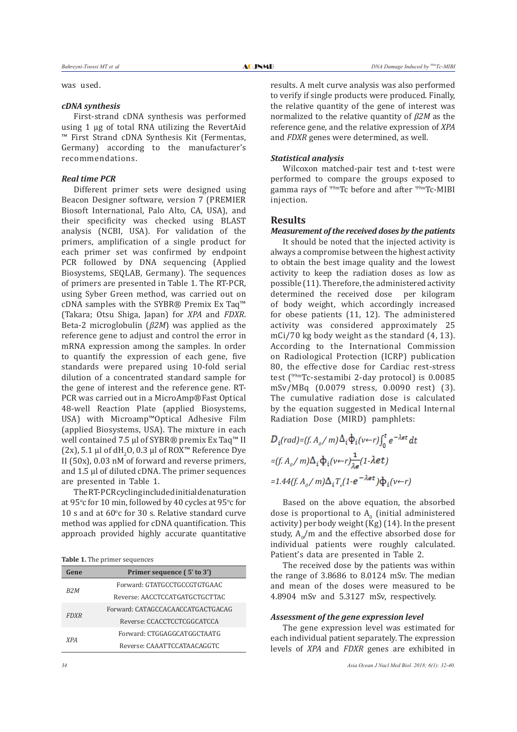was used.

### *cDNA synthesis*

First-strand cDNA synthesis was performed using 1 µg of total RNA utilizing the RevertAid ™ First Strand cDNA Synthesis Kit (Fermentas, Germany) according to the manufacturer's recommendations.

### *Real time PCR*

Different primer sets were designed using Beacon Designer software, version 7 (PREMIER Biosoft International, Palo Alto, CA, USA), and their specificity was checked using BLAST analysis (NCBI, USA). For validation of the primers, amplification of a single product for each primer set was confirmed by endpoint PCR followed by DNA sequencing (Applied Biosystems, SEQLAB, Germany). The sequences of primers are presented in Table 1. The RT-PCR, using Syber Green method, was carried out on cDNA samples with the SYBR® Premix Ex Taq™ (Takara; Otsu Shiga, Japan) for *XPA* and *FDXR*. Beta-2 microglobulin (*β2M*) was applied as the reference gene to adjust and control the error in mRNA expression among the samples. In order to quantify the expression of each gene, five standards were prepared using 10-fold serial dilution of a concentrated standard sample for the gene of interest and the reference gene. RT-PCR was carried out in a MicroAmp®Fast Optical 48-well Reaction Plate (applied Biosystems, USA) with Microamp™Optical Adhesive Film (applied Biosystems, USA). The mixture in each well contained 7.5 µl of SYBR® premix Ex Taq™ II (2x), 5.1 µl of $dH_2O$, 0.3 µl of ROX™ Reference Dye II (50x), 0.03 nM of forward and reverse primers, and 1.5 µl of diluted cDNA. The primer sequences are presented in Table 1.

The RT-PCR cycling included initial denaturation at 95°c for 10 min, followed by 40 cycles at 95°c for 10 s and at 60°c for 30 s. Relative standard curve method was applied for cDNA quantification. This approach provided highly accurate quantitative results. A melt curve analysis was also performed to verify if single products were produced. Finally, the relative quantity of the gene of interest was normalized to the relative quantity of *β2M* as the reference gene, and the relative expression of *XPA* and *FDXR* genes were determined, as well.

**Table 1.** The primer sequences

| Gene | Primer sequence ( 5' to 3') |
|---|---|
| *B2M* | Forward: GTATGCCTGCCGTGTGAAC |
| | Reverse: AACCTCCATGATGCTGCTTAC |
| *FDXR* | Forward: CATAGCCACAACCATGACTGACAG |
| | Reverse: CCACCTCCTCGGCATCCA |
| *XPA* | Forward: CTGGAGGCATGGCTAATG |
| | Reverse: CAAATTCCATAACAGGTC |

### *Statistical analysis*

Wilcoxon matched-pair test and t-test were performed to compare the groups exposed to gamma rays of $^{99m}$Tc before and after $^{99m}$Tc-MIBI injection.

## Results

### *Measurement of the received doses by the patients*

It should be noted that the injected activity is always a compromise between the highest activity to obtain the best image quality and the lowest activity to keep the radiation doses as low as possible (11). Therefore, the administered activity determined the received dose per kilogram of body weight, which accordingly increased for obese patients (11, 12). The administered activity was considered approximately 25 mCi/70 kg body weight as the standard (4, 13). According to the International Commission on Radiological Protection (ICRP) publication 80, the effective dose for Cardiac rest-stress test ($^{99m}$Tc-sestamibi 2-day protocol) is 0.0085 mSv/MBq (0.0079 stress, 0.0090 rest) (3). The cumulative radiation dose is calculated by the equation suggested in Medical Internal Radiation Dose (MIRD) pamphlets:

$$D_i(rad)=(f.\,A_0/\,m)\Delta_i\Phi_i(v\leftarrow r)\int_0^t e^{-\lambda e t}\,dt$$

$$=(f.\,A_0/\,m)\Delta_i\Phi_i(v\leftarrow r)\frac{1}{\lambda e}(1-\lambda et)$$

$$=1.44(f.\,A_0/\,m)\Delta_i T_e(1-e^{-\lambda et})\Phi_i(v\leftarrow r)$$

Based on the above equation, the absorbed dose is proportional to $A_0$ (initial administered activity) per body weight (Kg) (14). In the present study, $A_0$/m and the effective absorbed dose for individual patients were roughly calculated. Patient's data are presented in Table 2.

The received dose by the patients was within the range of 3.8686 to 8.0124 mSv. The median and mean of the doses were measured to be 4.8904 mSv and 5.3127 mSv, respectively.

### *Assessment of the gene expression level*

The gene expression level was estimated for each individual patient separately. The expression levels of *XPA* and *FDXR* genes are exhibited in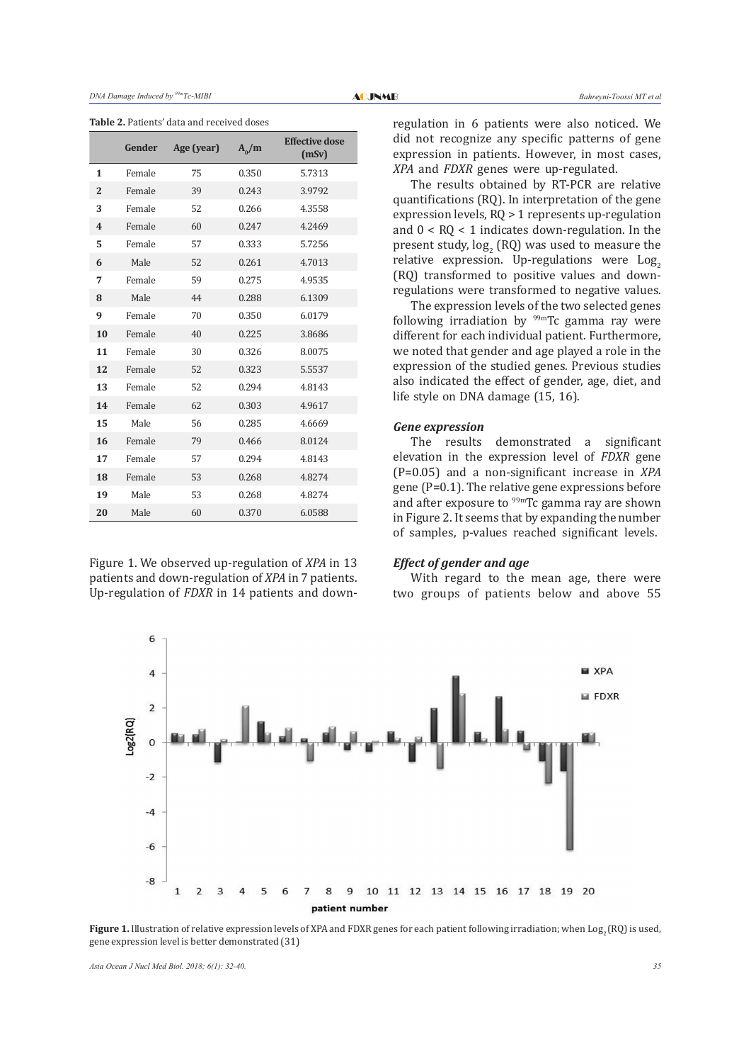**Table 2.** Patients' data and received doses

| | Gender | Age (year) | $A_0/m$ | Effective dose (mSv) |
|---|---|---|---|---|
| **1** | Female | 75 | 0.350 | 5.7313 |
| **2** | Female | 39 | 0.243 | 3.9792 |
| **3** | Female | 52 | 0.266 | 4.3558 |
| **4** | Female | 60 | 0.247 | 4.2469 |
| **5** | Female | 57 | 0.333 | 5.7256 |
| **6** | Male | 52 | 0.261 | 4.7013 |
| **7** | Female | 59 | 0.275 | 4.9535 |
| **8** | Male | 44 | 0.288 | 6.1309 |
| **9** | Female | 70 | 0.350 | 6.0179 |
| **10** | Female | 40 | 0.225 | 3.8686 |
| **11** | Female | 30 | 0.326 | 8.0075 |
| **12** | Female | 52 | 0.323 | 5.5537 |
| **13** | Female | 52 | 0.294 | 4.8143 |
| **14** | Female | 62 | 0.303 | 4.9617 |
| **15** | Male | 56 | 0.285 | 4.6669 |
| **16** | Female | 79 | 0.466 | 8.0124 |
| **17** | Female | 57 | 0.294 | 4.8143 |
| **18** | Female | 53 | 0.268 | 4.8274 |
| **19** | Male | 53 | 0.268 | 4.8274 |
| **20** | Male | 60 | 0.370 | 6.0588 |

Figure 1. We observed up-regulation of *XPA* in 13 patients and down-regulation of *XPA* in 7 patients. Up-regulation of *FDXR* in 14 patients and down-regulation in 6 patients were also noticed. We did not recognize any specific patterns of gene expression in patients. However, in most cases, *XPA* and *FDXR* genes were up-regulated.

The results obtained by RT-PCR are relative quantifications (RQ). In interpretation of the gene expression levels, RQ > 1 represents up-regulation and 0 < RQ < 1 indicates down-regulation. In the present study, $\log_2$ (RQ) was used to measure the relative expression. Up-regulations were $\text{Log}_2$ (RQ) transformed to positive values and down-regulations were transformed to negative values.

The expression levels of the two selected genes following irradiation by $^{99m}$Tc gamma ray were different for each individual patient. Furthermore, we noted that gender and age played a role in the expression of the studied genes. Previous studies also indicated the effect of gender, age, diet, and life style on DNA damage (15, 16).

### *Gene expression*

The results demonstrated a significant elevation in the expression level of *FDXR* gene (P=0.05) and a non-significant increase in *XPA* gene (P=0.1). The relative gene expressions before and after exposure to $^{99m}$Tc gamma ray are shown in Figure 2. It seems that by expanding the number of samples, p-values reached significant levels.

### *Effect of gender and age*

With regard to the mean age, there were two groups of patients below and above 55

**Figure 1.** Illustration of relative expression levels of XPA and FDXR genes for each patient following irradiation; when $\text{Log}_2$ (RQ) is used, gene expression level is better demonstrated (31)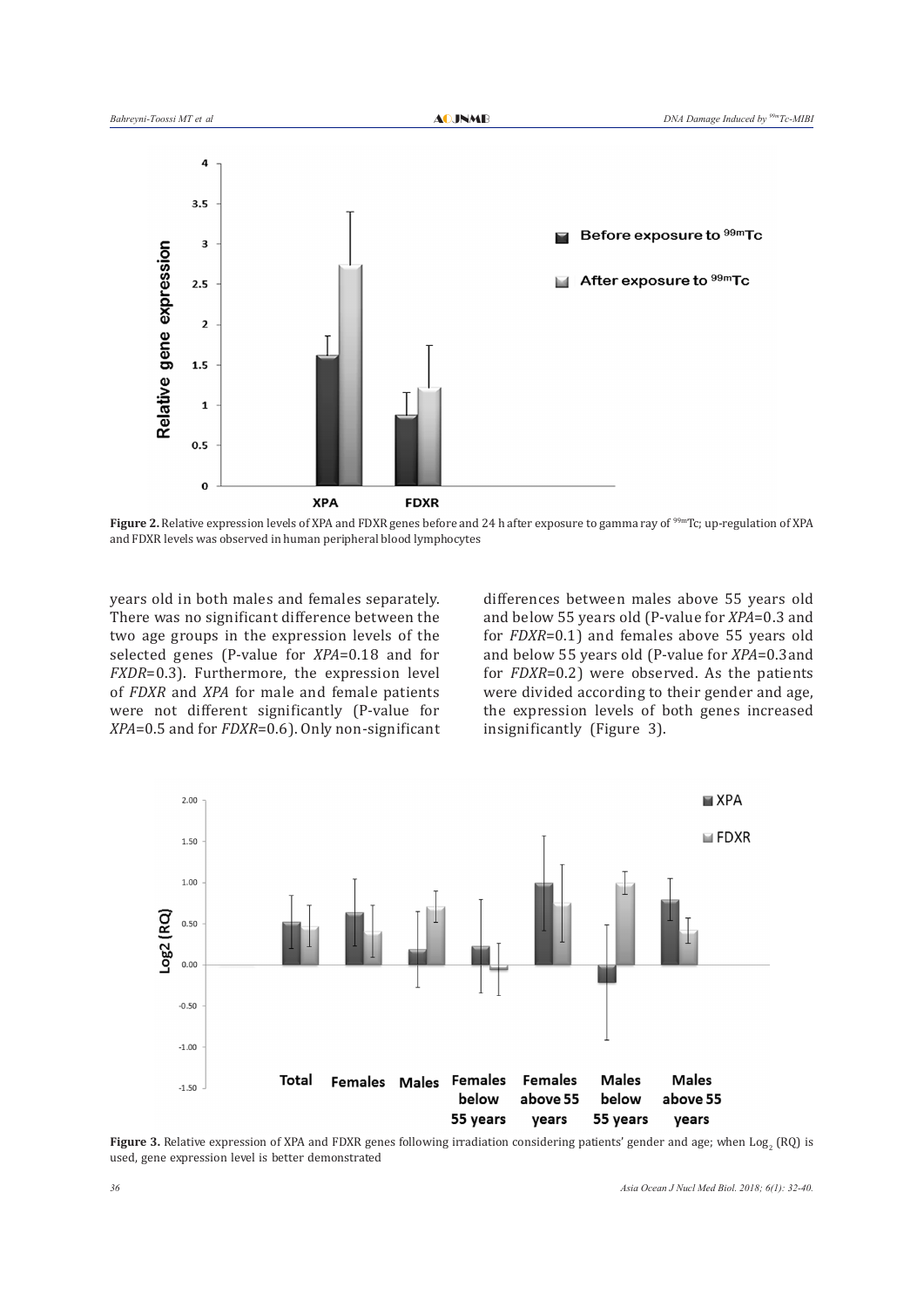**Figure 2.** Relative expression levels of XPA and FDXR genes before and 24 h after exposure to gamma ray of $^{99m}$Tc; up-regulation of XPA and FDXR levels was observed in human peripheral blood lymphocytes

years old in both males and females separately. There was no significant difference between the two age groups in the expression levels of the selected genes (P-value for *XPA*=0.18 and for *FXDR*=0.3). Furthermore, the expression level of *FDXR* and *XPA* for male and female patients were not different significantly (P-value for *XPA*=0.5 and for *FDXR*=0.6). Only non-significant differences between males above 55 years old and below 55 years old (P-value for *XPA*=0.3 and for *FDXR*=0.1) and females above 55 years old and below 55 years old (P-value for *XPA*=0.3 and for *FDXR*=0.2) were observed. As the patients were divided according to their gender and age, the expression levels of both genes increased insignificantly (Figure 3).

**Figure 3.** Relative expression of XPA and FDXR genes following irradiation considering patients' gender and age; when $Log_2$ (RQ) is used, gene expression level is better demonstrated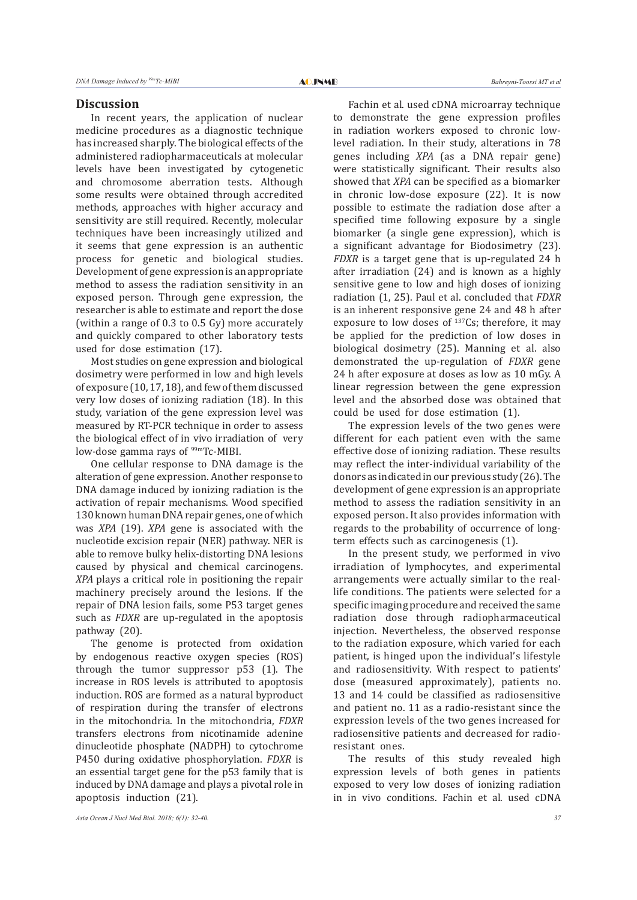## Discussion

In recent years, the application of nuclear medicine procedures as a diagnostic technique has increased sharply. The biological effects of the administered radiopharmaceuticals at molecular levels have been investigated by cytogenetic and chromosome aberration tests. Although some results were obtained through accredited methods, approaches with higher accuracy and sensitivity are still required. Recently, molecular techniques have been increasingly utilized and it seems that gene expression is an authentic process for genetic and biological studies. Development of gene expression is an appropriate method to assess the radiation sensitivity in an exposed person. Through gene expression, the researcher is able to estimate and report the dose (within a range of 0.3 to 0.5 Gy) more accurately and quickly compared to other laboratory tests used for dose estimation (17).

Most studies on gene expression and biological dosimetry were performed in low and high levels of exposure (10, 17, 18), and few of them discussed very low doses of ionizing radiation (18). In this study, variation of the gene expression level was measured by RT-PCR technique in order to assess the biological effect of in vivo irradiation of very low-dose gamma rays of $^{99m}$Tc-MIBI.

One cellular response to DNA damage is the alteration of gene expression. Another response to DNA damage induced by ionizing radiation is the activation of repair mechanisms. Wood specified 130 known human DNA repair genes, one of which was *XPA* (19). *XPA* gene is associated with the nucleotide excision repair (NER) pathway. NER is able to remove bulky helix-distorting DNA lesions caused by physical and chemical carcinogens. *XPA* plays a critical role in positioning the repair machinery precisely around the lesions. If the repair of DNA lesion fails, some P53 target genes such as *FDXR* are up-regulated in the apoptosis pathway (20).

The genome is protected from oxidation by endogenous reactive oxygen species (ROS) through the tumor suppressor p53 (1). The increase in ROS levels is attributed to apoptosis induction. ROS are formed as a natural byproduct of respiration during the transfer of electrons in the mitochondria. In the mitochondria, *FDXR* transfers electrons from nicotinamide adenine dinucleotide phosphate (NADPH) to cytochrome P450 during oxidative phosphorylation. *FDXR* is an essential target gene for the p53 family that is induced by DNA damage and plays a pivotal role in apoptosis induction (21).

Fachin et al. used cDNA microarray technique to demonstrate the gene expression profiles in radiation workers exposed to chronic low-level radiation. In their study, alterations in 78 genes including *XPA* (as a DNA repair gene) were statistically significant. Their results also showed that *XPA* can be specified as a biomarker in chronic low-dose exposure (22). It is now possible to estimate the radiation dose after a specified time following exposure by a single biomarker (a single gene expression), which is a significant advantage for Biodosimetry (23). *FDXR* is a target gene that is up-regulated 24 h after irradiation (24) and is known as a highly sensitive gene to low and high doses of ionizing radiation (1, 25). Paul et al. concluded that *FDXR* is an inherent responsive gene 24 and 48 h after exposure to low doses of $^{137}$Cs; therefore, it may be applied for the prediction of low doses in biological dosimetry (25). Manning et al. also demonstrated the up-regulation of *FDXR* gene 24 h after exposure at doses as low as 10 mGy. A linear regression between the gene expression level and the absorbed dose was obtained that could be used for dose estimation (1).

The expression levels of the two genes were different for each patient even with the same effective dose of ionizing radiation. These results may reflect the inter-individual variability of the donors as indicated in our previous study (26). The development of gene expression is an appropriate method to assess the radiation sensitivity in an exposed person. It also provides information with regards to the probability of occurrence of long-term effects such as carcinogenesis (1).

In the present study, we performed in vivo irradiation of lymphocytes, and experimental arrangements were actually similar to the real-life conditions. The patients were selected for a specific imaging procedure and received the same radiation dose through radiopharmaceutical injection. Nevertheless, the observed response to the radiation exposure, which varied for each patient, is hinged upon the individual's lifestyle and radiosensitivity. With respect to patients' dose (measured approximately), patients no. 13 and 14 could be classified as radiosensitive and patient no. 11 as a radio-resistant since the expression levels of the two genes increased for radiosensitive patients and decreased for radio-resistant ones.

The results of this study revealed high expression levels of both genes in patients exposed to very low doses of ionizing radiation in in vivo conditions. Fachin et al. used cDNA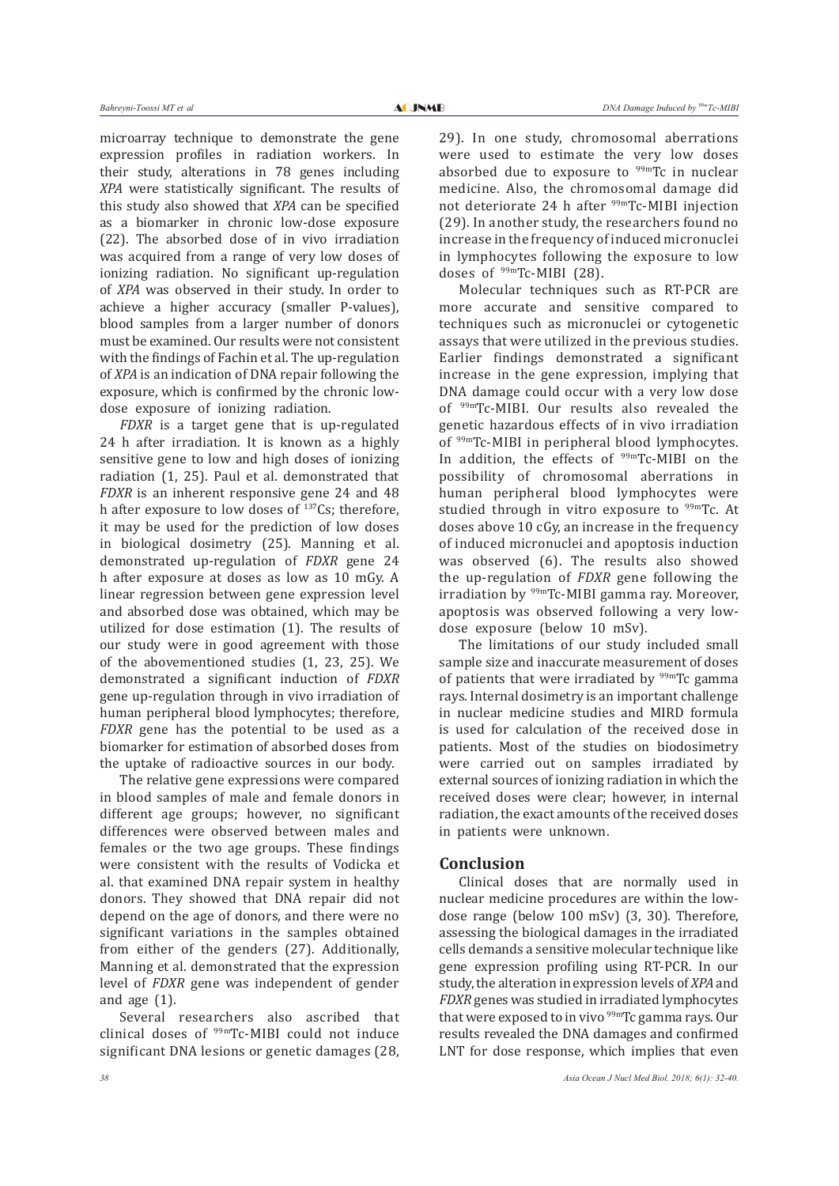microarray technique to demonstrate the gene expression profiles in radiation workers. In their study, alterations in 78 genes including *XPA* were statistically significant. The results of this study also showed that *XPA* can be specified as a biomarker in chronic low-dose exposure (22). The absorbed dose of in vivo irradiation was acquired from a range of very low doses of ionizing radiation. No significant up-regulation of *XPA* was observed in their study. In order to achieve a higher accuracy (smaller P-values), blood samples from a larger number of donors must be examined. Our results were not consistent with the findings of Fachin et al. The up-regulation of *XPA* is an indication of DNA repair following the exposure, which is confirmed by the chronic low-dose exposure of ionizing radiation.

*FDXR* is a target gene that is up-regulated 24 h after irradiation. It is known as a highly sensitive gene to low and high doses of ionizing radiation (1, 25). Paul et al. demonstrated that *FDXR* is an inherent responsive gene 24 and 48 h after exposure to low doses of $^{137}$Cs; therefore, it may be used for the prediction of low doses in biological dosimetry (25). Manning et al. demonstrated up-regulation of *FDXR* gene 24 h after exposure at doses as low as 10 mGy. A linear regression between gene expression level and absorbed dose was obtained, which may be utilized for dose estimation (1). The results of our study were in good agreement with those of the abovementioned studies (1, 23, 25). We demonstrated a significant induction of *FDXR* gene up-regulation through in vivo irradiation of human peripheral blood lymphocytes; therefore, *FDXR* gene has the potential to be used as a biomarker for estimation of absorbed doses from the uptake of radioactive sources in our body.

The relative gene expressions were compared in blood samples of male and female donors in different age groups; however, no significant differences were observed between males and females or the two age groups. These findings were consistent with the results of Vodicka et al. that examined DNA repair system in healthy donors. They showed that DNA repair did not depend on the age of donors, and there were no significant variations in the samples obtained from either of the genders (27). Additionally, Manning et al. demonstrated that the expression level of *FDXR* gene was independent of gender and age (1).

Several researchers also ascribed that clinical doses of $^{99m}$Tc-MIBI could not induce significant DNA lesions or genetic damages (28, 29). In one study, chromosomal aberrations were used to estimate the very low doses absorbed due to exposure to $^{99m}$Tc in nuclear medicine. Also, the chromosomal damage did not deteriorate 24 h after $^{99m}$Tc-MIBI injection (29). In another study, the researchers found no increase in the frequency of induced micronuclei in lymphocytes following the exposure to low doses of $^{99m}$Tc-MIBI (28).

Molecular techniques such as RT-PCR are more accurate and sensitive compared to techniques such as micronuclei or cytogenetic assays that were utilized in the previous studies. Earlier findings demonstrated a significant increase in the gene expression, implying that DNA damage could occur with a very low dose of $^{99m}$Tc-MIBI. Our results also revealed the genetic hazardous effects of in vivo irradiation of $^{99m}$Tc-MIBI in peripheral blood lymphocytes. In addition, the effects of $^{99m}$Tc-MIBI on the possibility of chromosomal aberrations in human peripheral blood lymphocytes were studied through in vitro exposure to $^{99m}$Tc. At doses above 10 cGy, an increase in the frequency of induced micronuclei and apoptosis induction was observed (6). The results also showed the up-regulation of *FDXR* gene following the irradiation by $^{99m}$Tc-MIBI gamma ray. Moreover, apoptosis was observed following a very low-dose exposure (below 10 mSv).

The limitations of our study included small sample size and inaccurate measurement of doses of patients that were irradiated by $^{99m}$Tc gamma rays. Internal dosimetry is an important challenge in nuclear medicine studies and MIRD formula is used for calculation of the received dose in patients. Most of the studies on biodosimetry were carried out on samples irradiated by external sources of ionizing radiation in which the received doses were clear; however, in internal radiation, the exact amounts of the received doses in patients were unknown.

## Conclusion

Clinical doses that are normally used in nuclear medicine procedures are within the low-dose range (below 100 mSv) (3, 30). Therefore, assessing the biological damages in the irradiated cells demands a sensitive molecular technique like gene expression profiling using RT-PCR. In our study, the alteration in expression levels of *XPA* and *FDXR* genes was studied in irradiated lymphocytes that were exposed to in vivo $^{99m}$Tc gamma rays. Our results revealed the DNA damages and confirmed LNT for dose response, which implies that even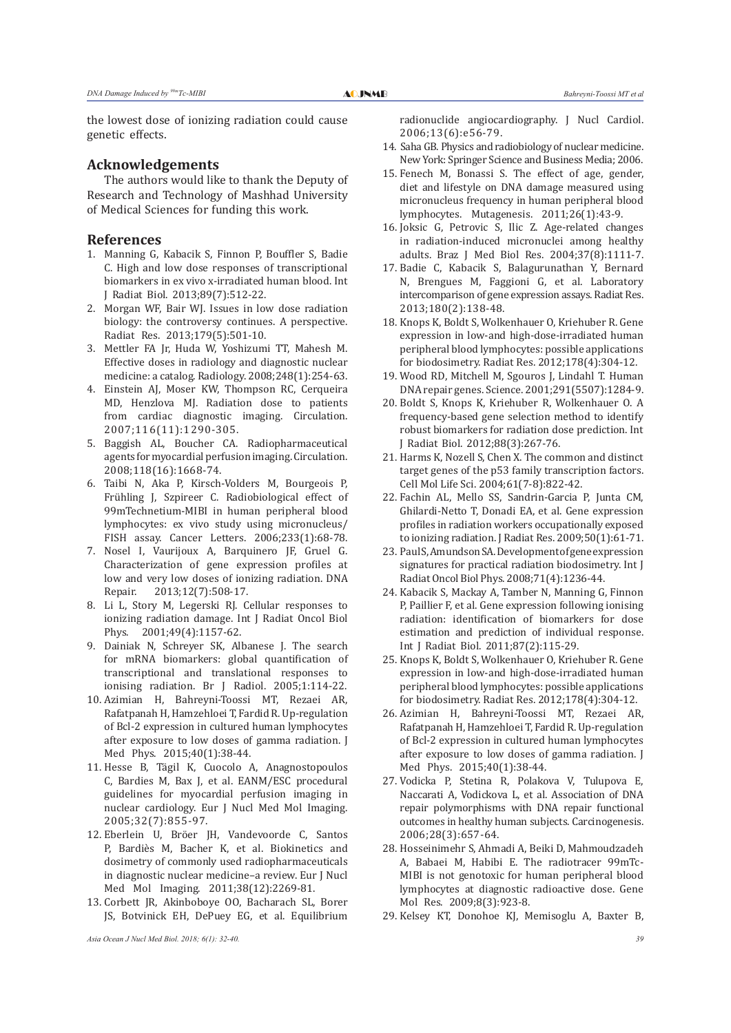the lowest dose of ionizing radiation could cause genetic effects.

## Acknowledgements

The authors would like to thank the Deputy of Research and Technology of Mashhad University of Medical Sciences for funding this work.

## References

1. Manning G, Kabacik S, Finnon P, Bouffler S, Badie C. High and low dose responses of transcriptional biomarkers in ex vivo x-irradiated human blood. Int J Radiat Biol. 2013;89(7):512-22.
2. Morgan WF, Bair WJ. Issues in low dose radiation biology: the controversy continues. A perspective. Radiat Res. 2013;179(5):501-10.
3. Mettler FA Jr, Huda W, Yoshizumi TT, Mahesh M. Effective doses in radiology and diagnostic nuclear medicine: a catalog. Radiology. 2008;248(1):254-63.
4. Einstein AJ, Moser KW, Thompson RC, Cerqueira MD, Henzlova MJ. Radiation dose to patients from cardiac diagnostic imaging. Circulation. 2007;116(11):1290-305.
5. Baggish AL, Boucher CA. Radiopharmaceutical agents for myocardial perfusion imaging. Circulation. 2008;118(16):1668-74.
6. Taibi N, Aka P, Kirsch-Volders M, Bourgeois P, Frühling J, Szpireer C. Radiobiological effect of 99mTechnetium-MIBI in human peripheral blood lymphocytes: ex vivo study using micronucleus/FISH assay. Cancer Letters. 2006;233(1):68-78.
7. Nosel I, Vaurijoux A, Barquinero JF, Gruel G. Characterization of gene expression profiles at low and very low doses of ionizing radiation. DNA Repair. 2013;12(7):508-17.
8. Li L, Story M, Legerski RJ. Cellular responses to ionizing radiation damage. Int J Radiat Oncol Biol Phys. 2001;49(4):1157-62.
9. Dainiak N, Schreyer SK, Albanese J. The search for mRNA biomarkers: global quantification of transcriptional and translational responses to ionising radiation. Br J Radiol. 2005;1:114-22.
10. Azimian H, Bahreyni-Toossi MT, Rezaei AR, Rafatpanah H, Hamzehloei T, Fardid R. Up-regulation of Bcl-2 expression in cultured human lymphocytes after exposure to low doses of gamma radiation. J Med Phys. 2015;40(1):38-44.
11. Hesse B, Tägil K, Cuocolo A, Anagnostopoulos C, Bardies M, Bax J, et al. EANM/ESC procedural guidelines for myocardial perfusion imaging in nuclear cardiology. Eur J Nucl Med Mol Imaging. 2005;32(7):855-97.
12. Eberlein U, Bröer JH, Vandevoorde C, Santos P, Bardiès M, Bacher K, et al. Biokinetics and dosimetry of commonly used radiopharmaceuticals in diagnostic nuclear medicine–a review. Eur J Nucl Med Mol Imaging. 2011;38(12):2269-81.
13. Corbett JR, Akinboboye OO, Bacharach SL, Borer JS, Botvinick EH, DePuey EG, et al. Equilibrium radionuclide angiocardiography. J Nucl Cardiol. 2006;13(6):e56-79.
14. Saha GB. Physics and radiobiology of nuclear medicine. New York: Springer Science and Business Media; 2006.
15. Fenech M, Bonassi S. The effect of age, gender, diet and lifestyle on DNA damage measured using micronucleus frequency in human peripheral blood lymphocytes. Mutagenesis. 2011;26(1):43-9.
16. Joksic G, Petrovic S, Ilic Z. Age-related changes in radiation-induced micronuclei among healthy adults. Braz J Med Biol Res. 2004;37(8):1111-7.
17. Badie C, Kabacik S, Balagurunathan Y, Bernard N, Brengues M, Faggioni G, et al. Laboratory intercomparison of gene expression assays. Radiat Res. 2013;180(2):138-48.
18. Knops K, Boldt S, Wolkenhauer O, Kriehuber R. Gene expression in low-and high-dose-irradiated human peripheral blood lymphocytes: possible applications for biodosimetry. Radiat Res. 2012;178(4):304-12.
19. Wood RD, Mitchell M, Sgouros J, Lindahl T. Human DNA repair genes. Science. 2001;291(5507):1284-9.
20. Boldt S, Knops K, Kriehuber R, Wolkenhauer O. A frequency-based gene selection method to identify robust biomarkers for radiation dose prediction. Int J Radiat Biol. 2012;88(3):267-76.
21. Harms K, Nozell S, Chen X. The common and distinct target genes of the p53 family transcription factors. Cell Mol Life Sci. 2004;61(7-8):822-42.
22. Fachin AL, Mello SS, Sandrin-Garcia P, Junta CM, Ghilardi-Netto T, Donadi EA, et al. Gene expression profiles in radiation workers occupationally exposed to ionizing radiation. J Radiat Res. 2009;50(1):61-71.
23. Paul S, Amundson SA. Development of gene expression signatures for practical radiation biodosimetry. Int J Radiat Oncol Biol Phys. 2008;71(4):1236-44.
24. Kabacik S, Mackay A, Tamber N, Manning G, Finnon P, Paillier F, et al. Gene expression following ionising radiation: identification of biomarkers for dose estimation and prediction of individual response. Int J Radiat Biol. 2011;87(2):115-29.
25. Knops K, Boldt S, Wolkenhauer O, Kriehuber R. Gene expression in low-and high-dose-irradiated human peripheral blood lymphocytes: possible applications for biodosimetry. Radiat Res. 2012;178(4):304-12.
26. Azimian H, Bahreyni-Toossi MT, Rezaei AR, Rafatpanah H, Hamzehloei T, Fardid R. Up-regulation of Bcl-2 expression in cultured human lymphocytes after exposure to low doses of gamma radiation. J Med Phys. 2015;40(1):38-44.
27. Vodicka P, Stetina R, Polakova V, Tulupova E, Naccarati A, Vodickova L, et al. Association of DNA repair polymorphisms with DNA repair functional outcomes in healthy human subjects. Carcinogenesis. 2006;28(3):657-64.
28. Hosseinimehr S, Ahmadi A, Beiki D, Mahmoudzadeh A, Babaei M, Habibi E. The radiotracer 99mTc-MIBI is not genotoxic for human peripheral blood lymphocytes at diagnostic radioactive dose. Gene Mol Res. 2009;8(3):923-8.
29. Kelsey KT, Donohoe KJ, Memisoglu A, Baxter B,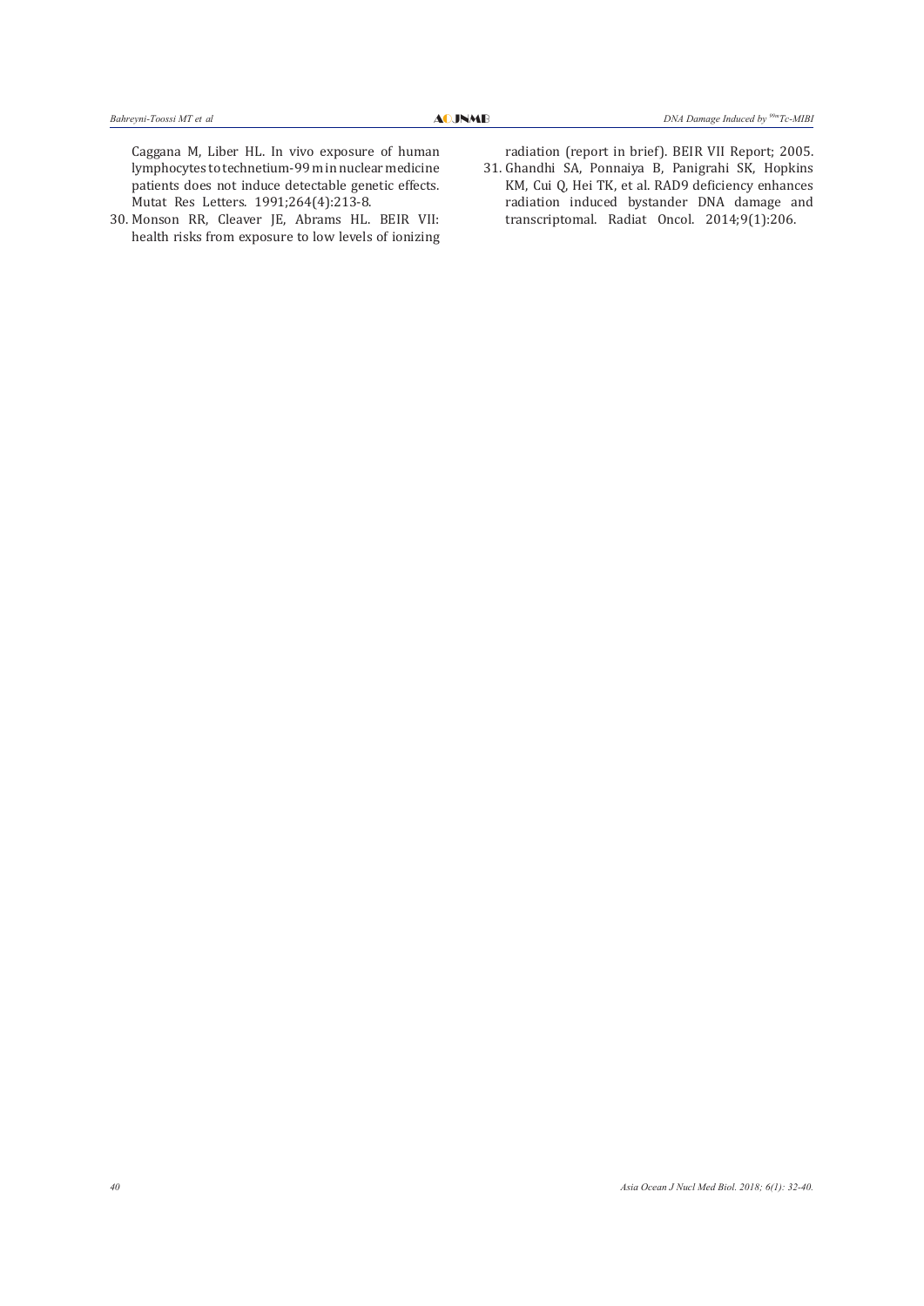Caggana M, Liber HL. In vivo exposure of human lymphocytes to technetium-99 m in nuclear medicine patients does not induce detectable genetic effects. Mutat Res Letters. 1991;264(4):213-8.

30. Monson RR, Cleaver JE, Abrams HL. BEIR VII: health risks from exposure to low levels of ionizing radiation (report in brief). BEIR VII Report; 2005.
31. Ghandhi SA, Ponnaiya B, Panigrahi SK, Hopkins KM, Cui Q, Hei TK, et al. RAD9 deficiency enhances radiation induced bystander DNA damage and transcriptomal. Radiat Oncol. 2014;9(1):206.